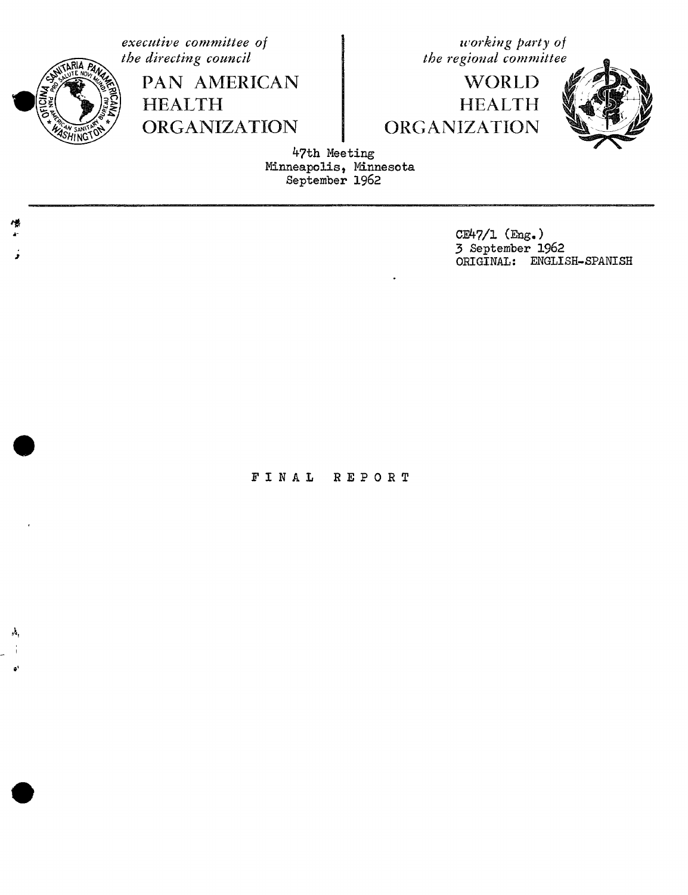*executive committee of the directing council*

PAN AMERICAN HEALTH ORGANIZATION

*working party of the regional committee*

WORLD HEALTH ORGANIZATION

47th Meeting
Minneapolis, Minnesota
September 1962

CE47/1 (Eng.)
3 September 1962
ORIGINAL: ENGLISH-SPANISH

# FINAL REPORT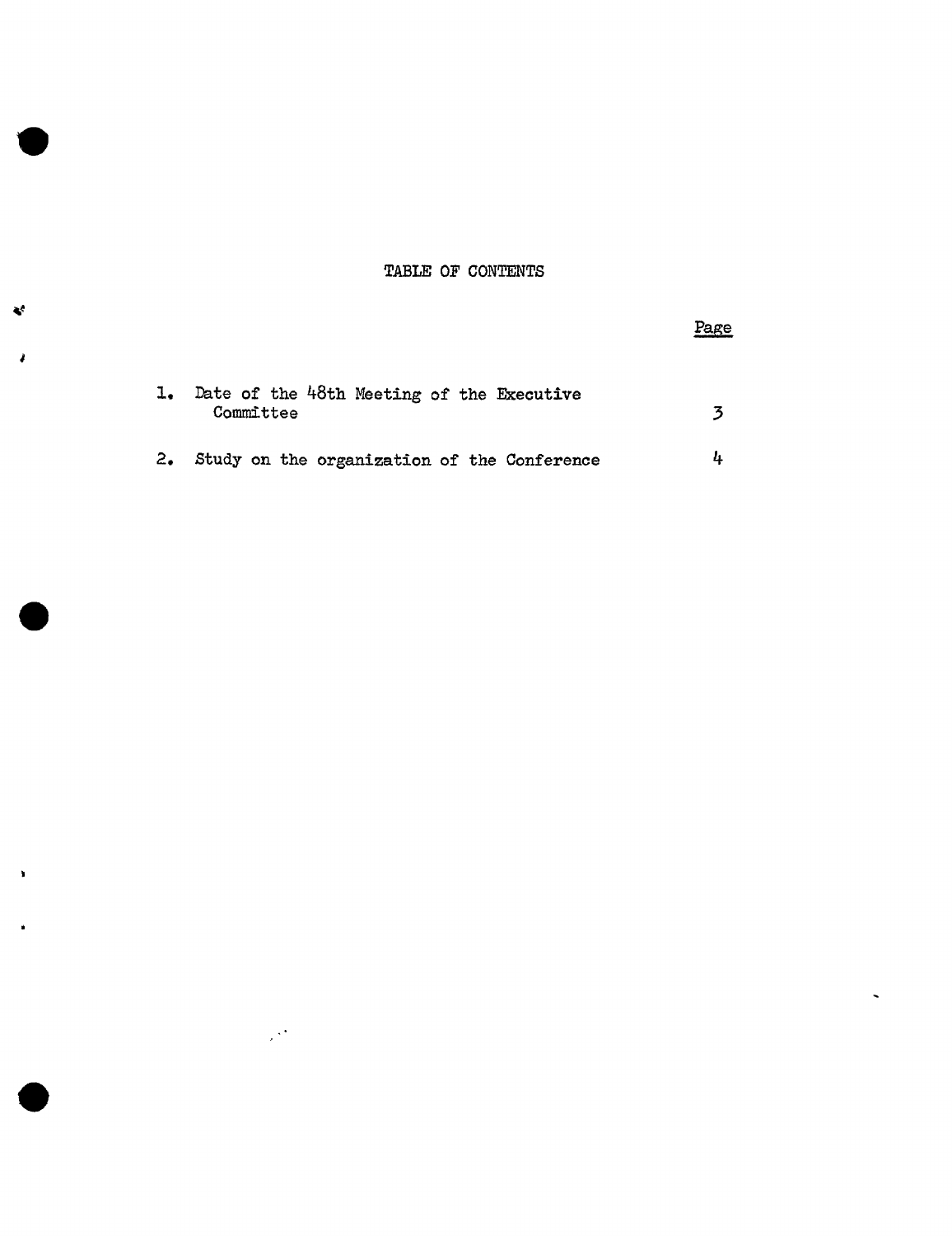## TABLE OF CONTENTS

| | | Page |
|---|---|---|
| 1. | Date of the 48th Meeting of the Executive Committee | 3 |
| 2. | Study on the organization of the Conference | 4 |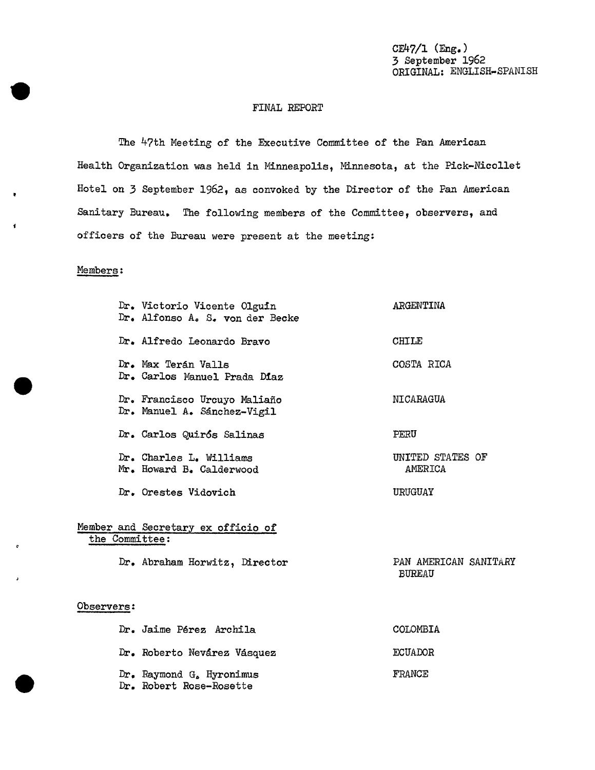CE47/1 (Eng.)
3 September 1962
ORIGINAL: ENGLISH-SPANISH

# FINAL REPORT

The 47th Meeting of the Executive Committee of the Pan American Health Organization was held in Minneapolis, Minnesota, at the Pick-Nicollet Hotel on 3 September 1962, as convoked by the Director of the Pan American Sanitary Bureau. The following members of the Committee, observers, and officers of the Bureau were present at the meeting:

## Members:

| | |
|---|---|
| Dr. Victorio Vicente Olguín<br>Dr. Alfonso A. S. von der Becke | ARGENTINA |
| Dr. Alfredo Leonardo Bravo | CHILE |
| Dr. Max Terán Valls<br>Dr. Carlos Manuel Prada Díaz | COSTA RICA |
| Dr. Francisco Urcuyo Maliaño<br>Dr. Manuel A. Sánchez-Vigil | NICARAGUA |
| Dr. Carlos Quirós Salinas | PERU |
| Dr. Charles L. Williams<br>Mr. Howard B. Calderwood | UNITED STATES OF AMERICA |
| Dr. Orestes Vidovich | URUGUAY |

## Member and Secretary ex officio of the Committee:

| | |
|---|---|
| Dr. Abraham Horwitz, Director | PAN AMERICAN SANITARY BUREAU |

## Observers:

| | |
|---|---|
| Dr. Jaime Pérez Archila | COLOMBIA |
| Dr. Roberto Nevárez Vásquez | ECUADOR |
| Dr. Raymond G. Hyronimus<br>Dr. Robert Rose-Rosette | FRANCE |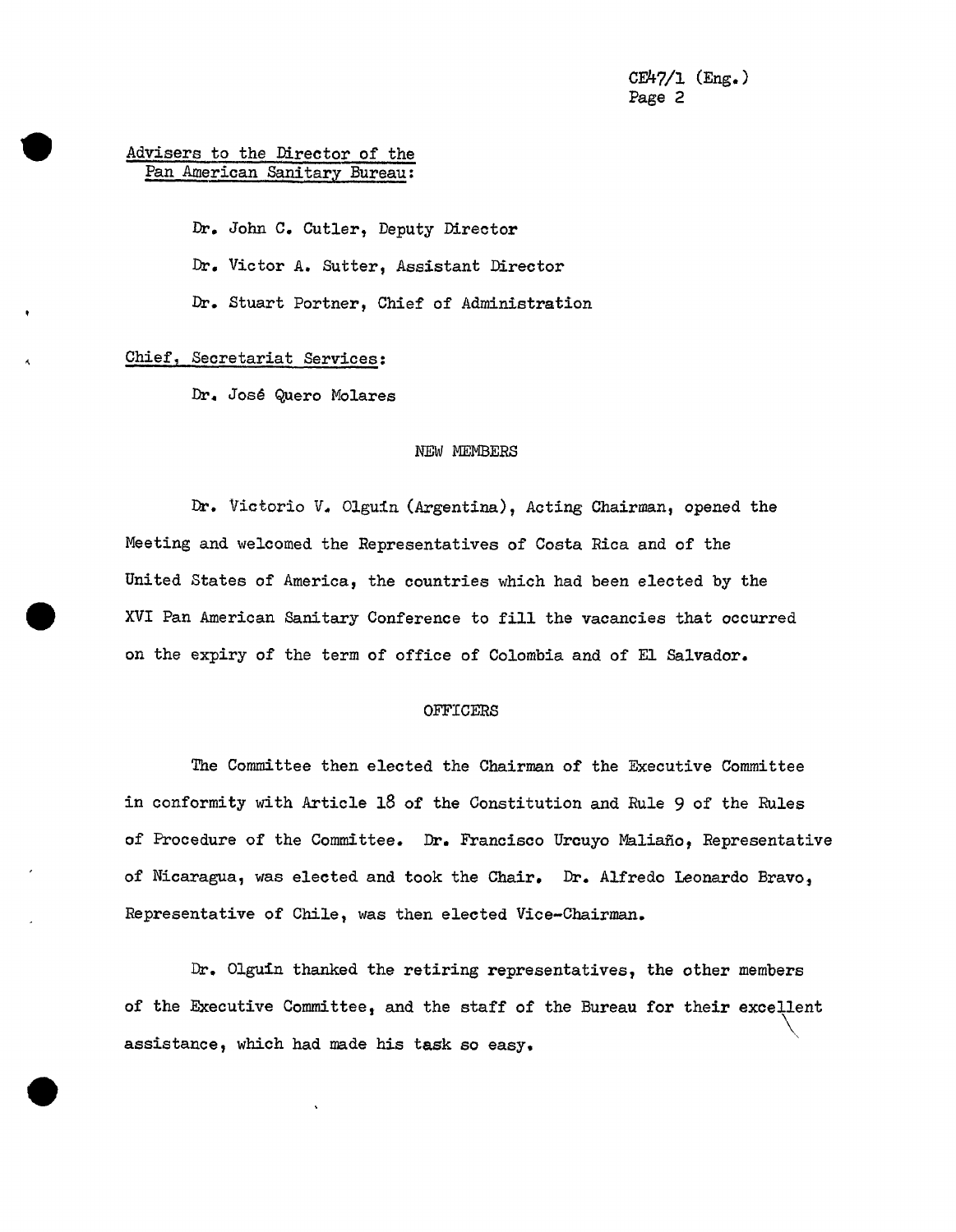Advisers to the Director of the Pan American Sanitary Bureau:

Dr. John C. Cutler, Deputy Director

Dr. Victor A. Sutter, Assistant Director

Dr. Stuart Portner, Chief of Administration

Chief, Secretariat Services:

Dr. José Quero Molares

## NEW MEMBERS

Dr. Victorio V. Olguín (Argentina), Acting Chairman, opened the Meeting and welcomed the Representatives of Costa Rica and of the United States of America, the countries which had been elected by the XVI Pan American Sanitary Conference to fill the vacancies that occurred on the expiry of the term of office of Colombia and of El Salvador.

## OFFICERS

The Committee then elected the Chairman of the Executive Committee in conformity with Article 18 of the Constitution and Rule 9 of the Rules of Procedure of the Committee. Dr. Francisco Urcuyo Maliaño, Representative of Nicaragua, was elected and took the Chair. Dr. Alfredo Leonardo Bravo, Representative of Chile, was then elected Vice-Chairman.

Dr. Olguín thanked the retiring representatives, the other members of the Executive Committee, and the staff of the Bureau for their excellent assistance, which had made his task so easy.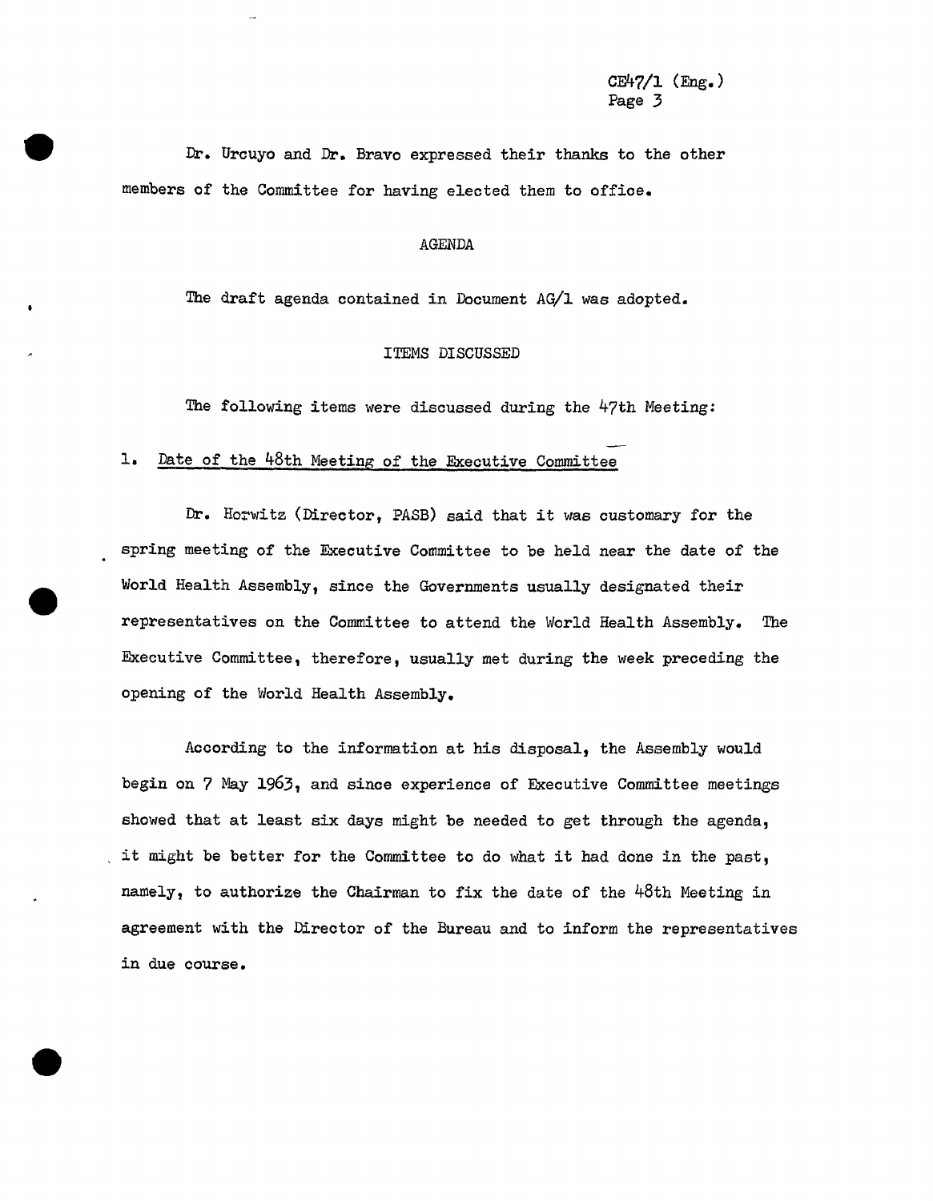Dr. Urcuyo and Dr. Bravo expressed their thanks to the other members of the Committee for having elected them to office.

## AGENDA

The draft agenda contained in Document AG/1 was adopted.

## ITEMS DISCUSSED

The following items were discussed during the 47th Meeting:

### 1. Date of the 48th Meeting of the Executive Committee

Dr. Horwitz (Director, PASB) said that it was customary for the spring meeting of the Executive Committee to be held near the date of the World Health Assembly, since the Governments usually designated their representatives on the Committee to attend the World Health Assembly. The Executive Committee, therefore, usually met during the week preceding the opening of the World Health Assembly.

According to the information at his disposal, the Assembly would begin on 7 May 1963, and since experience of Executive Committee meetings showed that at least six days might be needed to get through the agenda, it might be better for the Committee to do what it had done in the past, namely, to authorize the Chairman to fix the date of the 48th Meeting in agreement with the Director of the Bureau and to inform the representatives in due course.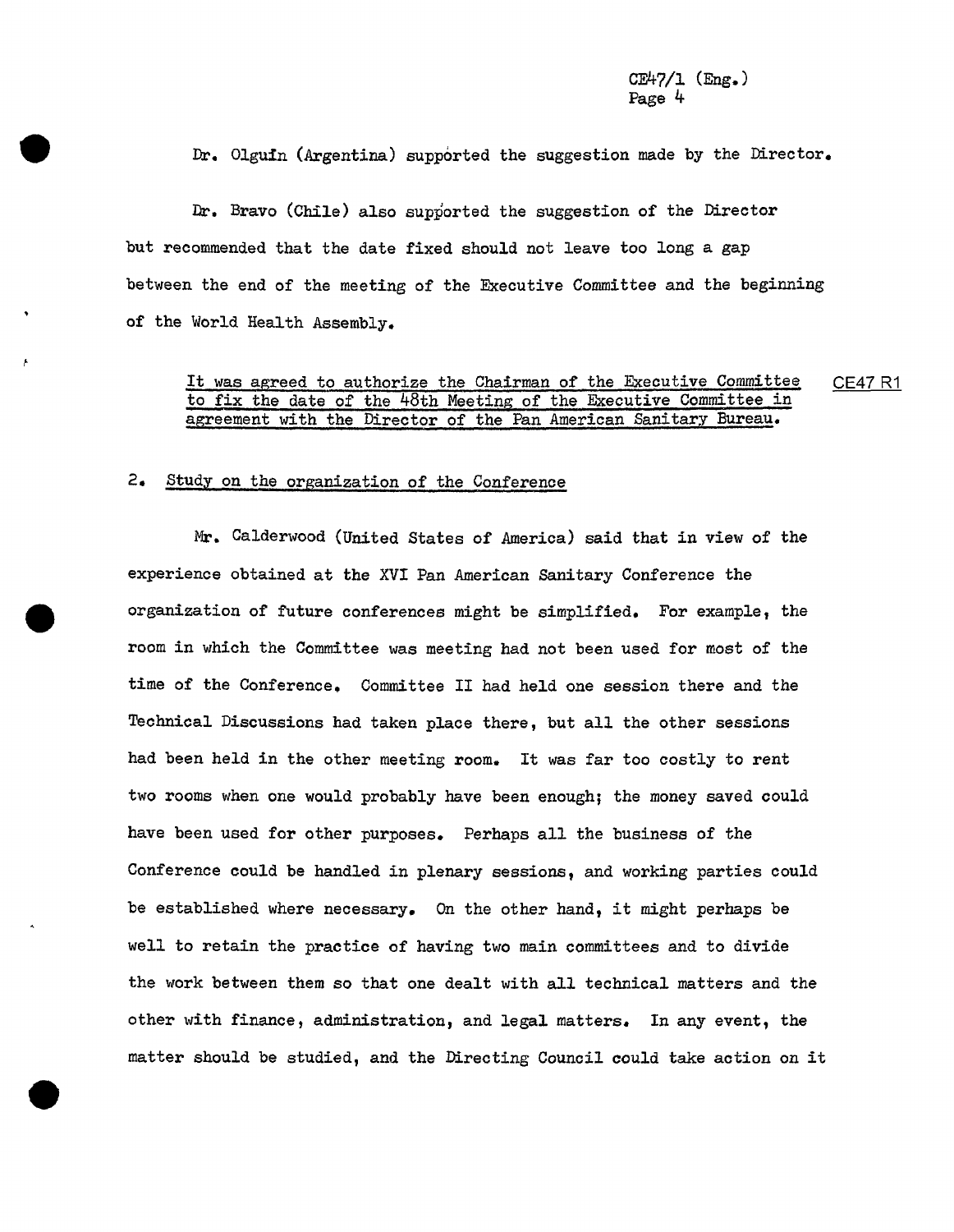Dr. Olguín (Argentina) supported the suggestion made by the Director.

Dr. Bravo (Chile) also supported the suggestion of the Director but recommended that the date fixed should not leave too long a gap between the end of the meeting of the Executive Committee and the beginning of the World Health Assembly.

<u>It was agreed to authorize the Chairman of the Executive Committee to fix the date of the 48th Meeting of the Executive Committee in agreement with the Director of the Pan American Sanitary Bureau.</u> CE47 R1

2. <u>Study on the organization of the Conference</u>

Mr. Calderwood (United States of America) said that in view of the experience obtained at the XVI Pan American Sanitary Conference the organization of future conferences might be simplified. For example, the room in which the Committee was meeting had not been used for most of the time of the Conference. Committee II had held one session there and the Technical Discussions had taken place there, but all the other sessions had been held in the other meeting room. It was far too costly to rent two rooms when one would probably have been enough; the money saved could have been used for other purposes. Perhaps all the business of the Conference could be handled in plenary sessions, and working parties could be established where necessary. On the other hand, it might perhaps be well to retain the practice of having two main committees and to divide the work between them so that one dealt with all technical matters and the other with finance, administration, and legal matters. In any event, the matter should be studied, and the Directing Council could take action on it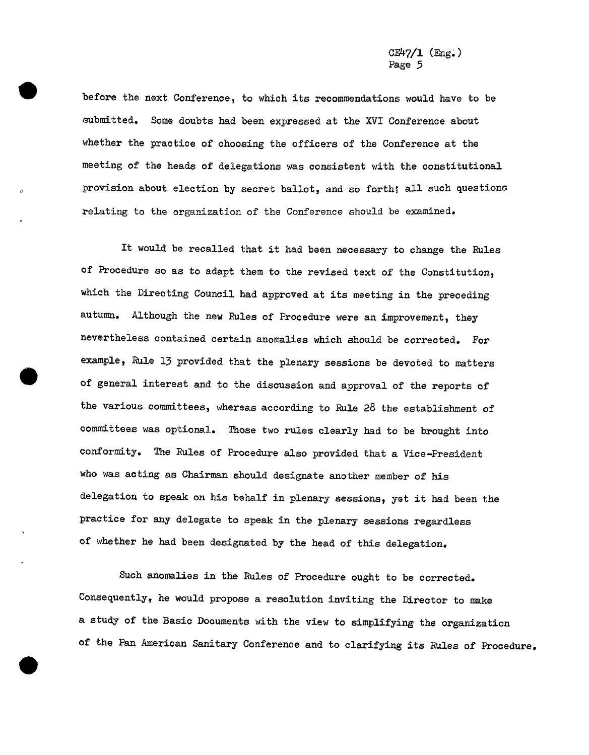before the next Conference, to which its recommendations would have to be submitted. Some doubts had been expressed at the XVI Conference about whether the practice of choosing the officers of the Conference at the meeting of the heads of delegations was consistent with the constitutional provision about election by secret ballot, and so forth; all such questions relating to the organization of the Conference should be examined.

It would be recalled that it had been necessary to change the Rules of Procedure so as to adapt them to the revised text of the Constitution, which the Directing Council had approved at its meeting in the preceding autumn. Although the new Rules of Procedure were an improvement, they nevertheless contained certain anomalies which should be corrected. For example, Rule 13 provided that the plenary sessions be devoted to matters of general interest and to the discussion and approval of the reports of the various committees, whereas according to Rule 28 the establishment of committees was optional. Those two rules clearly had to be brought into conformity. The Rules of Procedure also provided that a Vice-President who was acting as Chairman should designate another member of his delegation to speak on his behalf in plenary sessions, yet it had been the practice for any delegate to speak in the plenary sessions regardless of whether he had been designated by the head of this delegation.

Such anomalies in the Rules of Procedure ought to be corrected. Consequently, he would propose a resolution inviting the Director to make a study of the Basic Documents with the view to simplifying the organization of the Pan American Sanitary Conference and to clarifying its Rules of Procedure.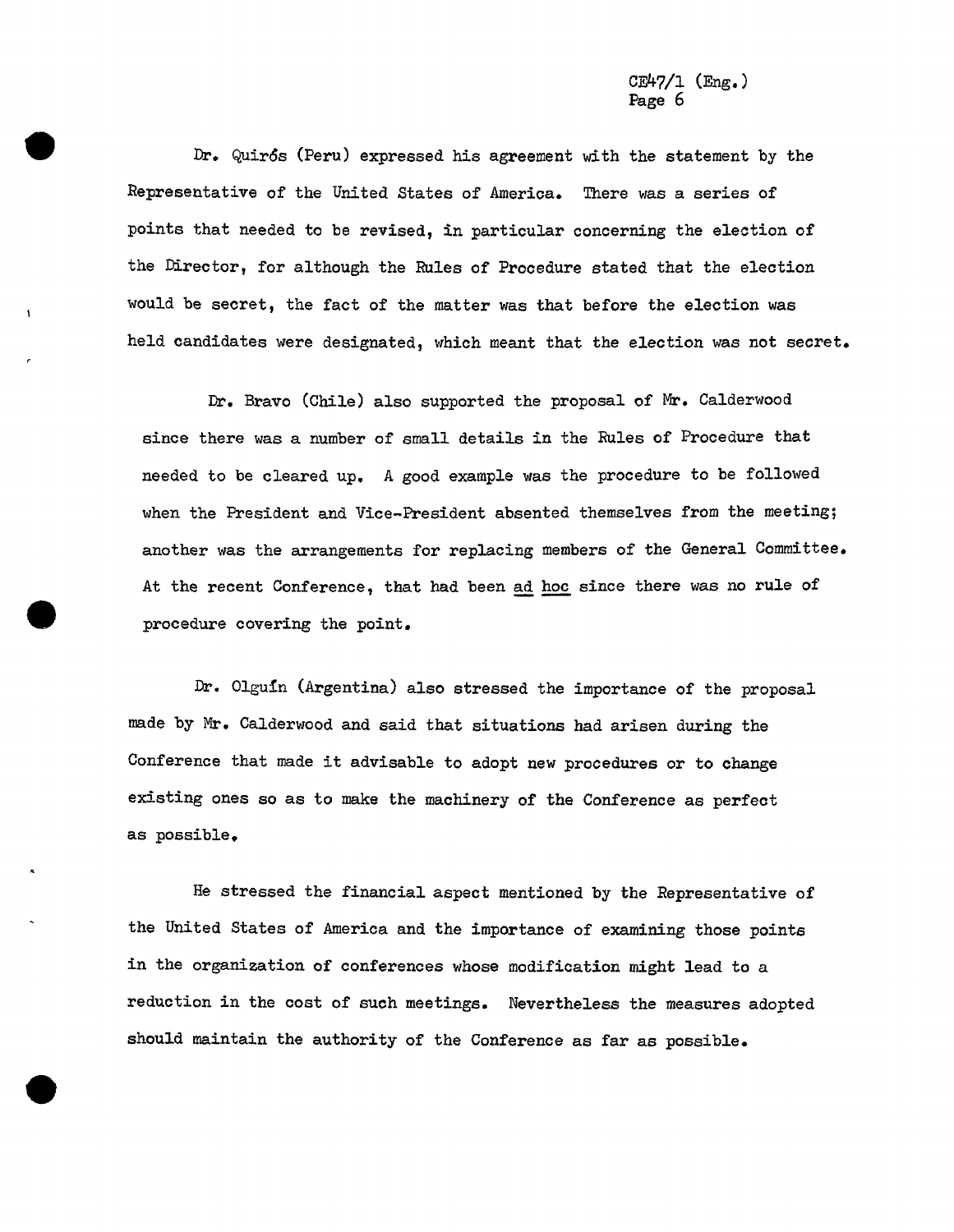Dr. Quirós (Peru) expressed his agreement with the statement by the Representative of the United States of America. There was a series of points that needed to be revised, in particular concerning the election of the Director, for although the Rules of Procedure stated that the election would be secret, the fact of the matter was that before the election was held candidates were designated, which meant that the election was not secret.

Dr. Bravo (Chile) also supported the proposal of Mr. Calderwood since there was a number of small details in the Rules of Procedure that needed to be cleared up. A good example was the procedure to be followed when the President and Vice-President absented themselves from the meeting; another was the arrangements for replacing members of the General Committee. At the recent Conference, that had been ad hoc since there was no rule of procedure covering the point.

Dr. Olguín (Argentina) also stressed the importance of the proposal made by Mr. Calderwood and said that situations had arisen during the Conference that made it advisable to adopt new procedures or to change existing ones so as to make the machinery of the Conference as perfect as possible.

He stressed the financial aspect mentioned by the Representative of the United States of America and the importance of examining those points in the organization of conferences whose modification might lead to a reduction in the cost of such meetings. Nevertheless the measures adopted should maintain the authority of the Conference as far as possible.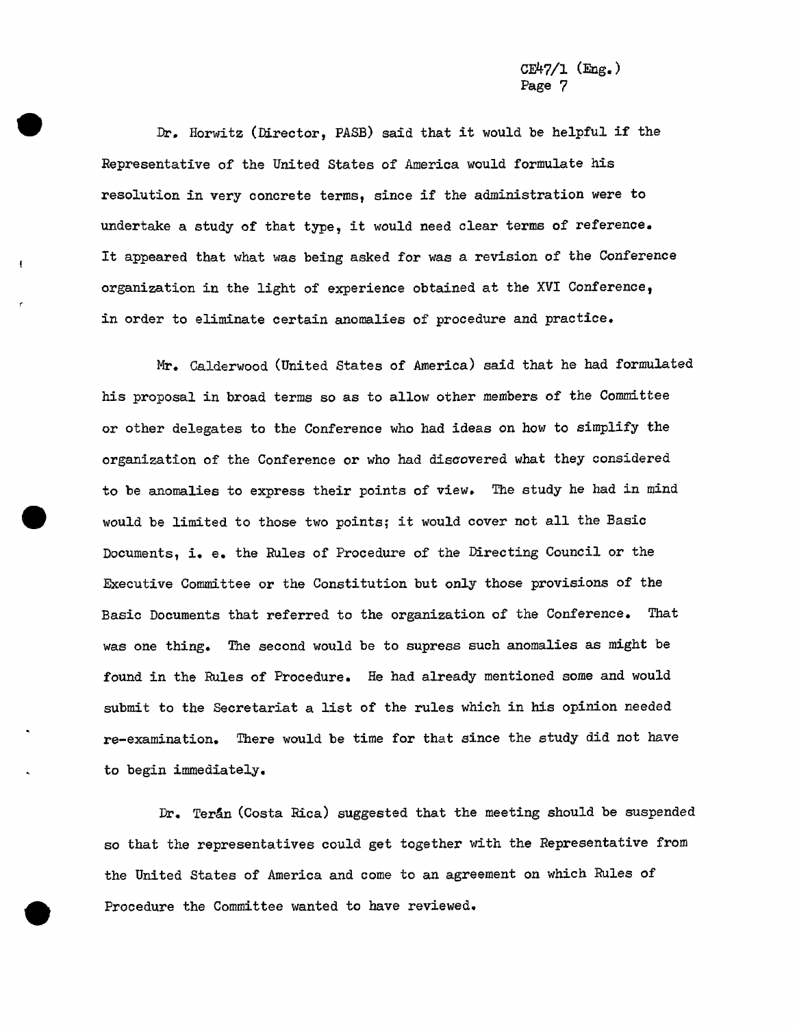Dr. Horwitz (Director, PASB) said that it would be helpful if the Representative of the United States of America would formulate his resolution in very concrete terms, since if the administration were to undertake a study of that type, it would need clear terms of reference. It appeared that what was being asked for was a revision of the Conference organization in the light of experience obtained at the XVI Conference, in order to eliminate certain anomalies of procedure and practice.

Mr. Calderwood (United States of America) said that he had formulated his proposal in broad terms so as to allow other members of the Committee or other delegates to the Conference who had ideas on how to simplify the organization of the Conference or who had discovered what they considered to be anomalies to express their points of view. The study he had in mind would be limited to those two points; it would cover not all the Basic Documents, i. e. the Rules of Procedure of the Directing Council or the Executive Committee or the Constitution but only those provisions of the Basic Documents that referred to the organization of the Conference. That was one thing. The second would be to supress such anomalies as might be found in the Rules of Procedure. He had already mentioned some and would submit to the Secretariat a list of the rules which in his opinion needed re-examination. There would be time for that since the study did not have to begin immediately.

Dr. Terán (Costa Rica) suggested that the meeting should be suspended so that the representatives could get together with the Representative from the United States of America and come to an agreement on which Rules of Procedure the Committee wanted to have reviewed.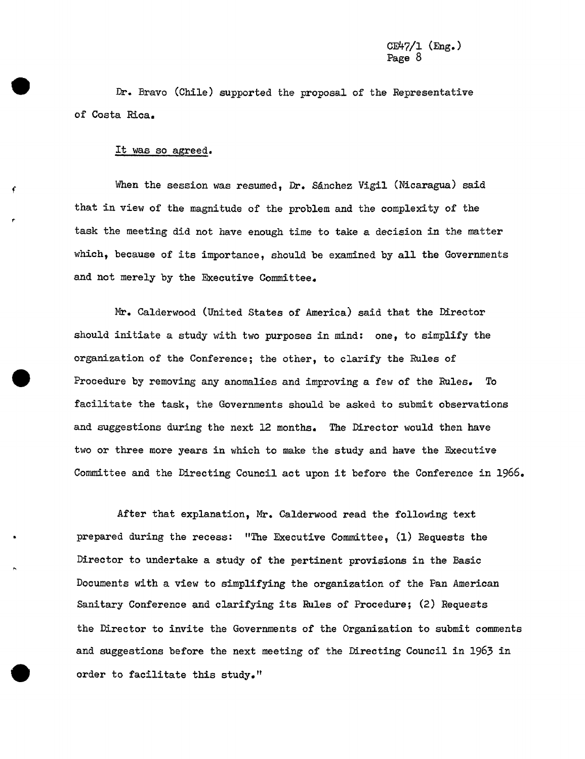Dr. Bravo (Chile) supported the proposal of the Representative of Costa Rica.

It was so agreed.

When the session was resumed, Dr. Sánchez Vigil (Nicaragua) said that in view of the magnitude of the problem and the complexity of the task the meeting did not have enough time to take a decision in the matter which, because of its importance, should be examined by all the Governments and not merely by the Executive Committee.

Mr. Calderwood (United States of America) said that the Director should initiate a study with two purposes in mind: one, to simplify the organization of the Conference; the other, to clarify the Rules of Procedure by removing any anomalies and improving a few of the Rules. To facilitate the task, the Governments should be asked to submit observations and suggestions during the next 12 months. The Director would then have two or three more years in which to make the study and have the Executive Committee and the Directing Council act upon it before the Conference in 1966.

After that explanation, Mr. Calderwood read the following text prepared during the recess: "The Executive Committee, (1) Requests the Director to undertake a study of the pertinent provisions in the Basic Documents with a view to simplifying the organization of the Pan American Sanitary Conference and clarifying its Rules of Procedure; (2) Requests the Director to invite the Governments of the Organization to submit comments and suggestions before the next meeting of the Directing Council in 1963 in order to facilitate this study."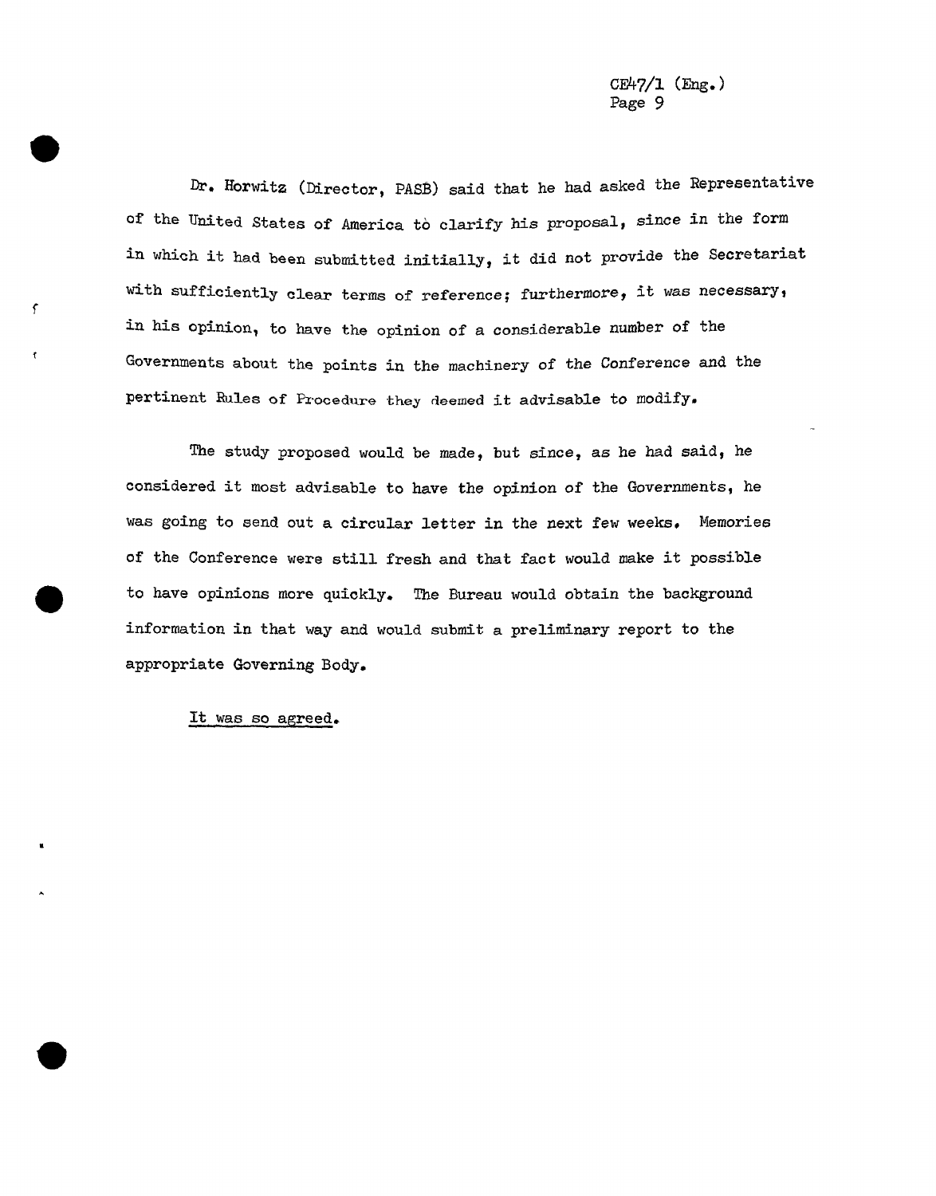Dr. Horwitz (Director, PASB) said that he had asked the Representative of the United States of America to clarify his proposal, since in the form in which it had been submitted initially, it did not provide the Secretariat with sufficiently clear terms of reference; furthermore, it was necessary, in his opinion, to have the opinion of a considerable number of the Governments about the points in the machinery of the Conference and the pertinent Rules of Procedure they deemed it advisable to modify.

The study proposed would be made, but since, as he had said, he considered it most advisable to have the opinion of the Governments, he was going to send out a circular letter in the next few weeks. Memories of the Conference were still fresh and that fact would make it possible to have opinions more quickly. The Bureau would obtain the background information in that way and would submit a preliminary report to the appropriate Governing Body.

It was so agreed.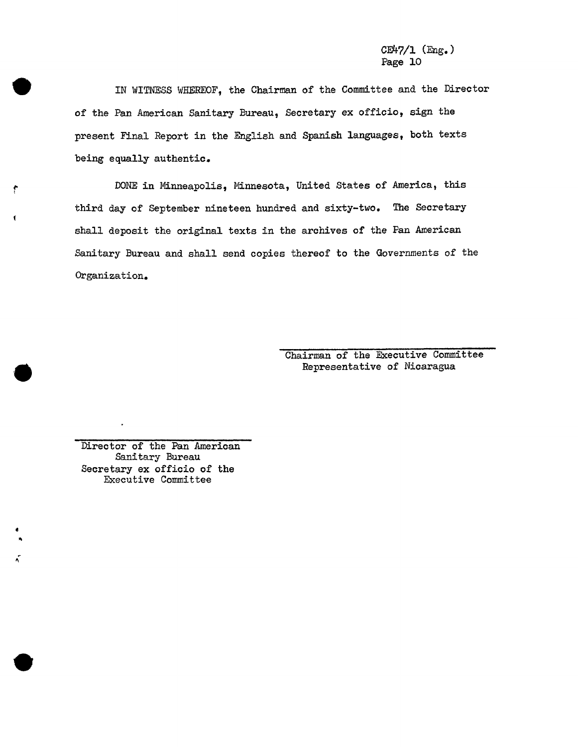IN WITNESS WHEREOF, the Chairman of the Committee and the Director of the Pan American Sanitary Bureau, Secretary ex officio, sign the present Final Report in the English and Spanish languages, both texts being equally authentic.

DONE in Minneapolis, Minnesota, United States of America, this third day of September nineteen hundred and sixty-two. The Secretary shall deposit the original texts in the archives of the Pan American Sanitary Bureau and shall send copies thereof to the Governments of the Organization.

Chairman of the Executive Committee
Representative of Nicaragua

Director of the Pan American
Sanitary Bureau
Secretary ex officio of the
Executive Committee